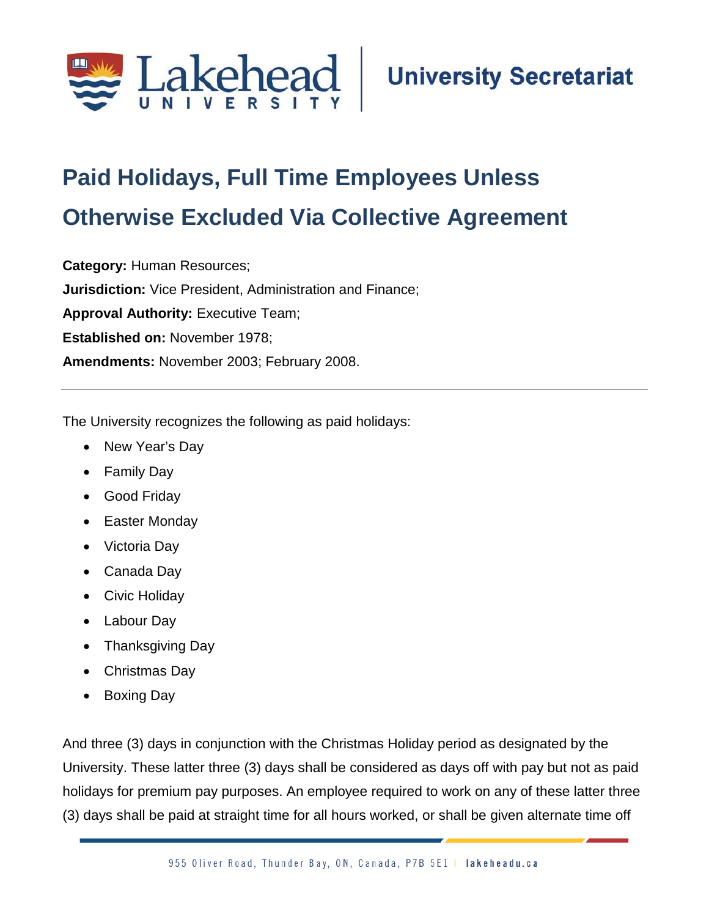# Paid Holidays, Full Time Employees Unless Otherwise Excluded Via Collective Agreement

**Category:** Human Resources;
**Jurisdiction:** Vice President, Administration and Finance;
**Approval Authority:** Executive Team;
**Established on:** November 1978;
**Amendments:** November 2003; February 2008.

---

The University recognizes the following as paid holidays:

- New Year's Day
- Family Day
- Good Friday
- Easter Monday
- Victoria Day
- Canada Day
- Civic Holiday
- Labour Day
- Thanksgiving Day
- Christmas Day
- Boxing Day

And three (3) days in conjunction with the Christmas Holiday period as designated by the University. These latter three (3) days shall be considered as days off with pay but not as paid holidays for premium pay purposes. An employee required to work on any of these latter three (3) days shall be paid at straight time for all hours worked, or shall be given alternate time off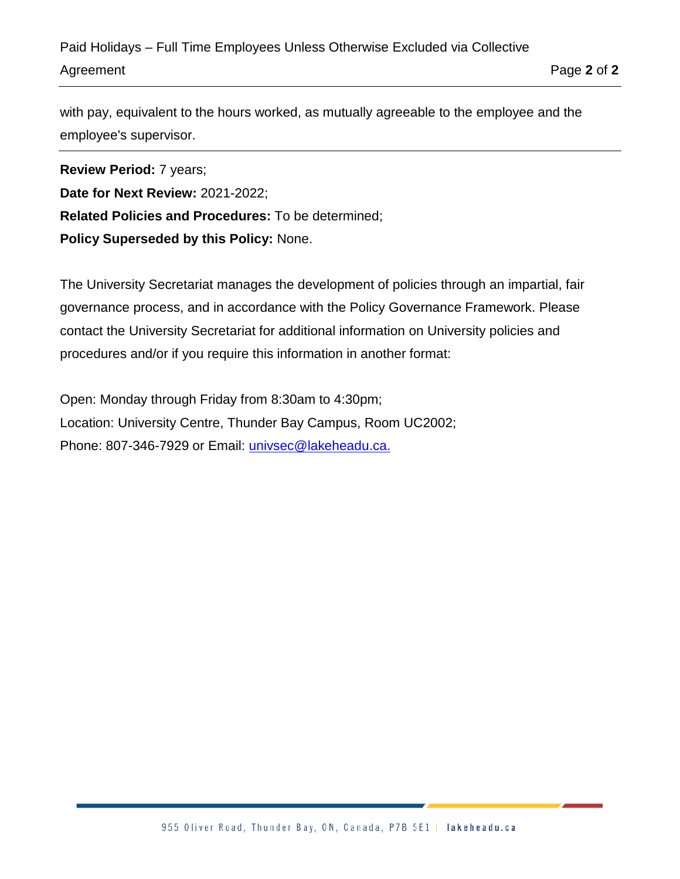with pay, equivalent to the hours worked, as mutually agreeable to the employee and the employee's supervisor.

---

**Review Period:** 7 years;
**Date for Next Review:** 2021-2022;
**Related Policies and Procedures:** To be determined;
**Policy Superseded by this Policy:** None.

The University Secretariat manages the development of policies through an impartial, fair governance process, and in accordance with the Policy Governance Framework. Please contact the University Secretariat for additional information on University policies and procedures and/or if you require this information in another format:

Open: Monday through Friday from 8:30am to 4:30pm;
Location: University Centre, Thunder Bay Campus, Room UC2002;
Phone: 807-346-7929 or Email: univsec@lakeheadu.ca.